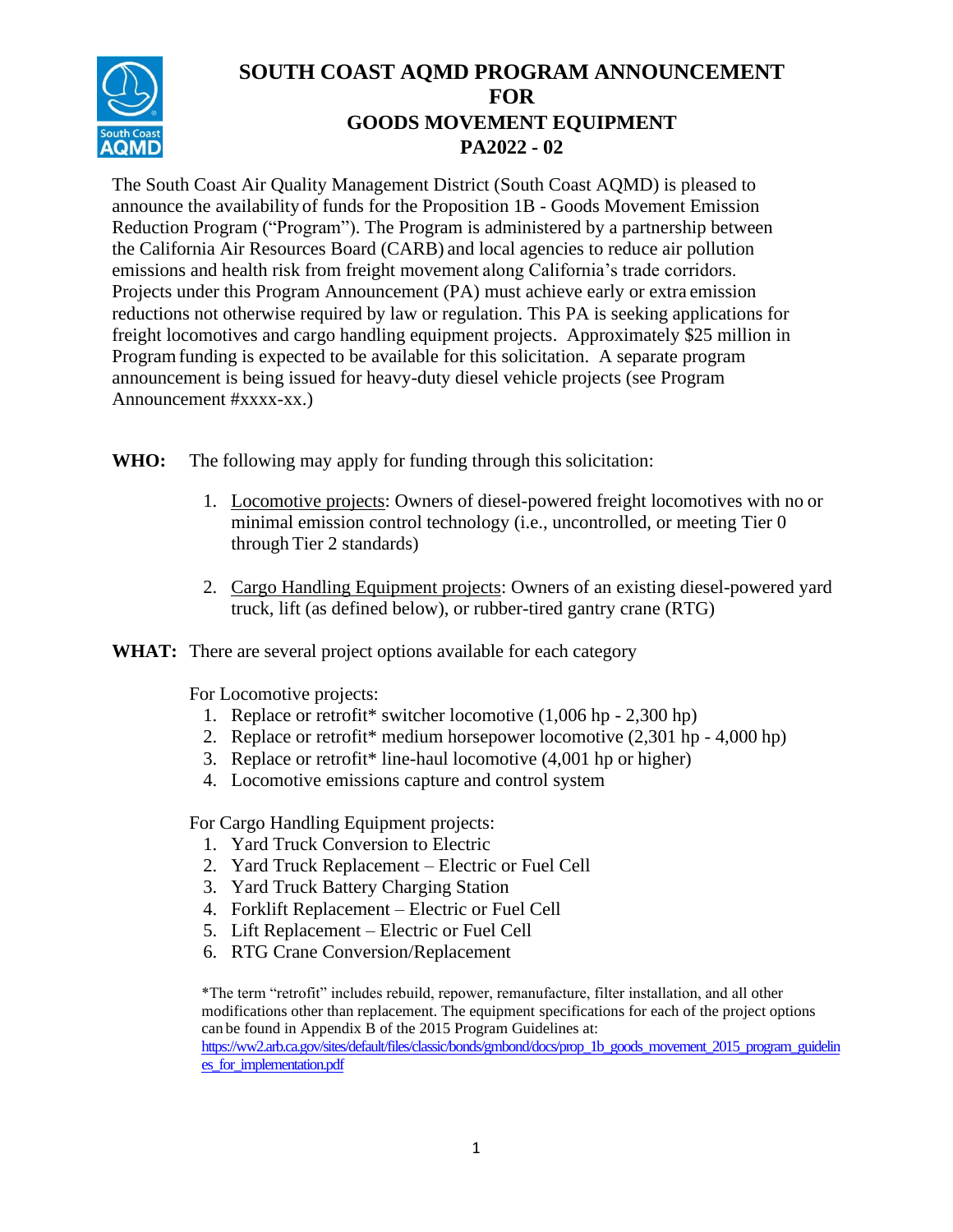# SOUTH COAST AQMD PROGRAM ANNOUNCEMENT FOR GOODS MOVEMENT EQUIPMENT PA2022 - 02

The South Coast Air Quality Management District (South Coast AQMD) is pleased to announce the availability of funds for the Proposition 1B - Goods Movement Emission Reduction Program ("Program"). The Program is administered by a partnership between the California Air Resources Board (CARB) and local agencies to reduce air pollution emissions and health risk from freight movement along California's trade corridors. Projects under this Program Announcement (PA) must achieve early or extra emission reductions not otherwise required by law or regulation. This PA is seeking applications for freight locomotives and cargo handling equipment projects. Approximately $25 million in Program funding is expected to be available for this solicitation. A separate program announcement is being issued for heavy-duty diesel vehicle projects (see Program Announcement #xxxx-xx.)

**WHO:** The following may apply for funding through this solicitation:

1. Locomotive projects: Owners of diesel-powered freight locomotives with no or minimal emission control technology (i.e., uncontrolled, or meeting Tier 0 through Tier 2 standards)

2. Cargo Handling Equipment projects: Owners of an existing diesel-powered yard truck, lift (as defined below), or rubber-tired gantry crane (RTG)

**WHAT:** There are several project options available for each category

For Locomotive projects:

1. Replace or retrofit* switcher locomotive (1,006 hp - 2,300 hp)
2. Replace or retrofit* medium horsepower locomotive (2,301 hp - 4,000 hp)
3. Replace or retrofit* line-haul locomotive (4,001 hp or higher)
4. Locomotive emissions capture and control system

For Cargo Handling Equipment projects:

1. Yard Truck Conversion to Electric
2. Yard Truck Replacement – Electric or Fuel Cell
3. Yard Truck Battery Charging Station
4. Forklift Replacement – Electric or Fuel Cell
5. Lift Replacement – Electric or Fuel Cell
6. RTG Crane Conversion/Replacement

*The term "retrofit" includes rebuild, repower, remanufacture, filter installation, and all other modifications other than replacement. The equipment specifications for each of the project options can be found in Appendix B of the 2015 Program Guidelines at: https://ww2.arb.ca.gov/sites/default/files/classic/bonds/gmbond/docs/prop_1b_goods_movement_2015_program_guidelines_for_implementation.pdf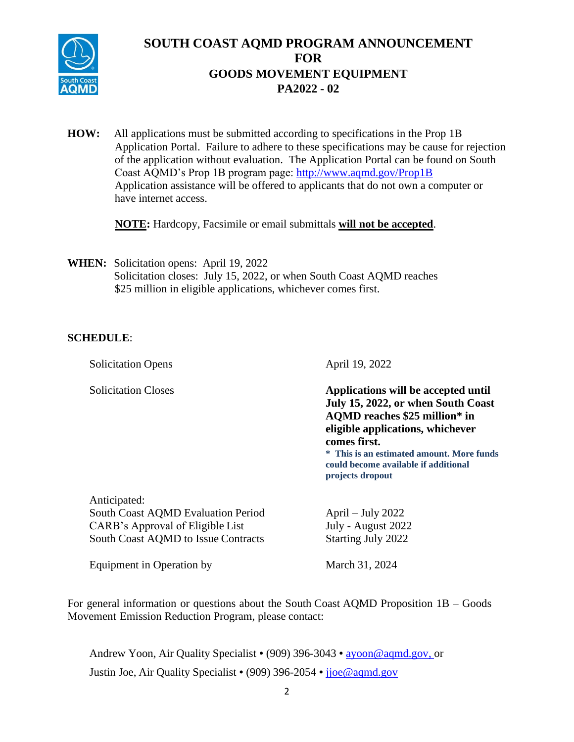# SOUTH COAST AQMD PROGRAM ANNOUNCEMENT FOR GOODS MOVEMENT EQUIPMENT PA2022 - 02

**HOW:** All applications must be submitted according to specifications in the Prop 1B Application Portal. Failure to adhere to these specifications may be cause for rejection of the application without evaluation. The Application Portal can be found on South Coast AQMD's Prop 1B program page: [http://www.aqmd.gov/Prop1B](http://www.aqmd.gov/Prop1B) Application assistance will be offered to applicants that do not own a computer or have internet access.

**NOTE:** Hardcopy, Facsimile or email submittals **will not be accepted**.

**WHEN:** Solicitation opens: April 19, 2022
Solicitation closes: July 15, 2022, or when South Coast AQMD reaches $25 million in eligible applications, whichever comes first.

**SCHEDULE**:

| | |
|---|---|
| Solicitation Opens | April 19, 2022 |
| Solicitation Closes | **Applications will be accepted until July 15, 2022, or when South Coast AQMD reaches $25 million* in eligible applications, whichever comes first.** **\* This is an estimated amount. More funds could become available if additional projects dropout** |
| Anticipated: | |
| South Coast AQMD Evaluation Period | April – July 2022 |
| CARB's Approval of Eligible List | July - August 2022 |
| South Coast AQMD to Issue Contracts | Starting July 2022 |
| Equipment in Operation by | March 31, 2024 |

For general information or questions about the South Coast AQMD Proposition 1B – Goods Movement Emission Reduction Program, please contact:

Andrew Yoon, Air Quality Specialist • (909) 396-3043 • [ayoon@aqmd.gov](mailto:ayoon@aqmd.gov), or

Justin Joe, Air Quality Specialist • (909) 396-2054 • [jjoe@aqmd.gov](mailto:jjoe@aqmd.gov)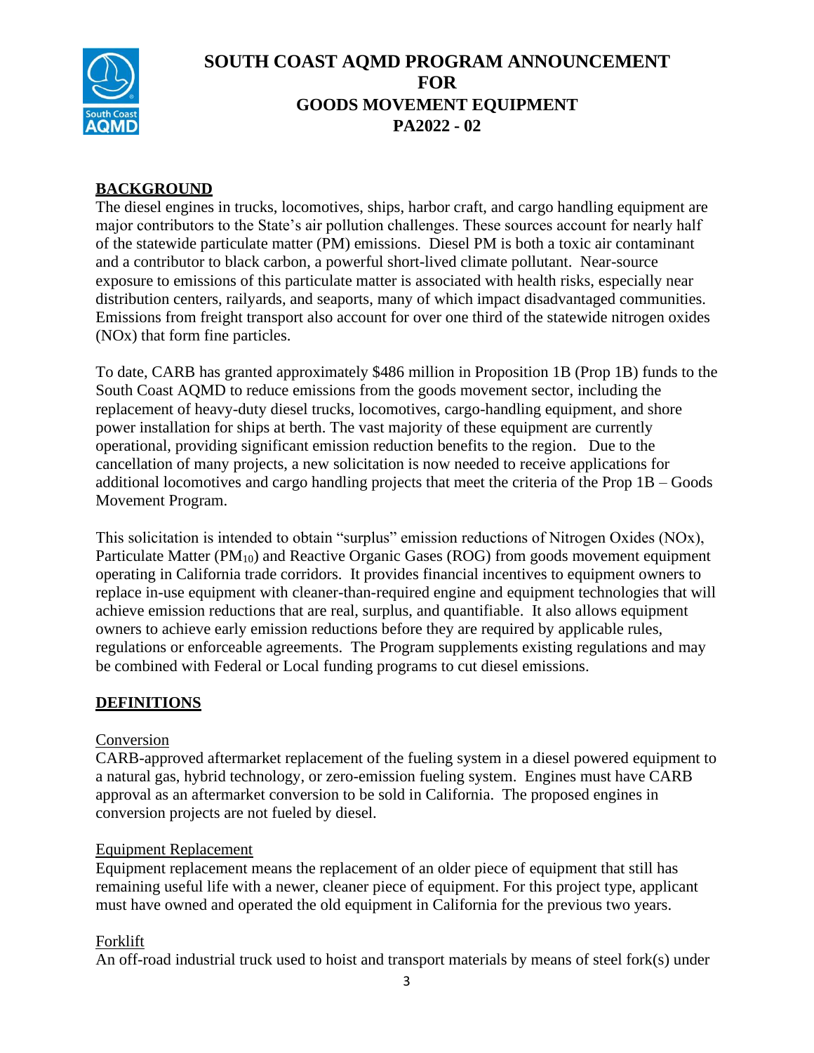# SOUTH COAST AQMD PROGRAM ANNOUNCEMENT FOR GOODS MOVEMENT EQUIPMENT PA2022 - 02

## BACKGROUND

The diesel engines in trucks, locomotives, ships, harbor craft, and cargo handling equipment are major contributors to the State's air pollution challenges. These sources account for nearly half of the statewide particulate matter (PM) emissions. Diesel PM is both a toxic air contaminant and a contributor to black carbon, a powerful short-lived climate pollutant. Near-source exposure to emissions of this particulate matter is associated with health risks, especially near distribution centers, railyards, and seaports, many of which impact disadvantaged communities. Emissions from freight transport also account for over one third of the statewide nitrogen oxides (NOx) that form fine particles.

To date, CARB has granted approximately $486 million in Proposition 1B (Prop 1B) funds to the South Coast AQMD to reduce emissions from the goods movement sector, including the replacement of heavy-duty diesel trucks, locomotives, cargo-handling equipment, and shore power installation for ships at berth. The vast majority of these equipment are currently operational, providing significant emission reduction benefits to the region. Due to the cancellation of many projects, a new solicitation is now needed to receive applications for additional locomotives and cargo handling projects that meet the criteria of the Prop 1B – Goods Movement Program.

This solicitation is intended to obtain "surplus" emission reductions of Nitrogen Oxides (NOx), Particulate Matter ($PM_{10}$) and Reactive Organic Gases (ROG) from goods movement equipment operating in California trade corridors. It provides financial incentives to equipment owners to replace in-use equipment with cleaner-than-required engine and equipment technologies that will achieve emission reductions that are real, surplus, and quantifiable. It also allows equipment owners to achieve early emission reductions before they are required by applicable rules, regulations or enforceable agreements. The Program supplements existing regulations and may be combined with Federal or Local funding programs to cut diesel emissions.

## DEFINITIONS

### Conversion

CARB-approved aftermarket replacement of the fueling system in a diesel powered equipment to a natural gas, hybrid technology, or zero-emission fueling system. Engines must have CARB approval as an aftermarket conversion to be sold in California. The proposed engines in conversion projects are not fueled by diesel.

### Equipment Replacement

Equipment replacement means the replacement of an older piece of equipment that still has remaining useful life with a newer, cleaner piece of equipment. For this project type, applicant must have owned and operated the old equipment in California for the previous two years.

### Forklift

An off-road industrial truck used to hoist and transport materials by means of steel fork(s) under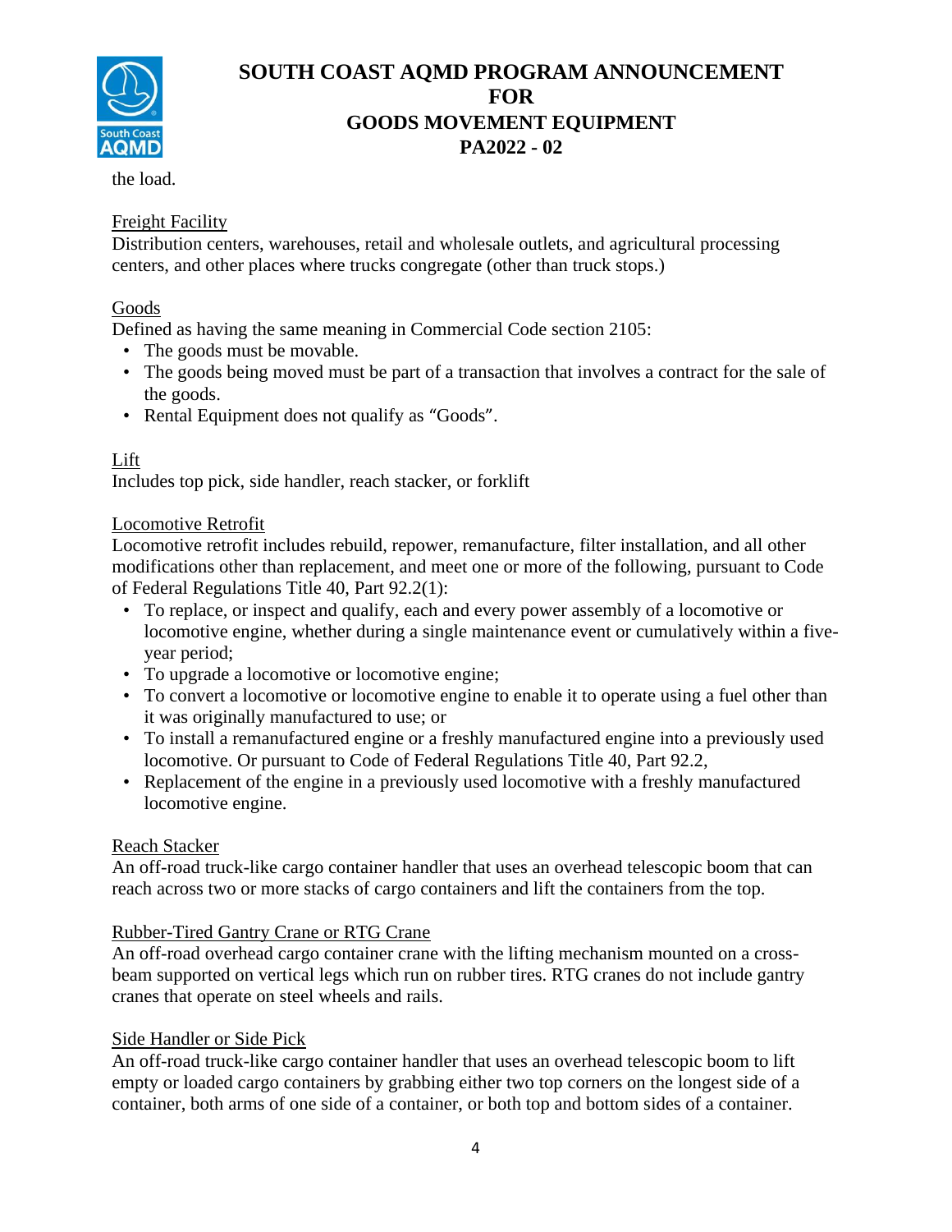the load.

<u>Freight Facility</u>
Distribution centers, warehouses, retail and wholesale outlets, and agricultural processing centers, and other places where trucks congregate (other than truck stops.)

<u>Goods</u>
Defined as having the same meaning in Commercial Code section 2105:

- The goods must be movable.
- The goods being moved must be part of a transaction that involves a contract for the sale of the goods.
- Rental Equipment does not qualify as “Goods”.

<u>Lift</u>
Includes top pick, side handler, reach stacker, or forklift

<u>Locomotive Retrofit</u>
Locomotive retrofit includes rebuild, repower, remanufacture, filter installation, and all other modifications other than replacement, and meet one or more of the following, pursuant to Code of Federal Regulations Title 40, Part 92.2(1):

- To replace, or inspect and qualify, each and every power assembly of a locomotive or locomotive engine, whether during a single maintenance event or cumulatively within a five-year period;
- To upgrade a locomotive or locomotive engine;
- To convert a locomotive or locomotive engine to enable it to operate using a fuel other than it was originally manufactured to use; or
- To install a remanufactured engine or a freshly manufactured engine into a previously used locomotive. Or pursuant to Code of Federal Regulations Title 40, Part 92.2,
- Replacement of the engine in a previously used locomotive with a freshly manufactured locomotive engine.

<u>Reach Stacker</u>
An off-road truck-like cargo container handler that uses an overhead telescopic boom that can reach across two or more stacks of cargo containers and lift the containers from the top.

<u>Rubber-Tired Gantry Crane or RTG Crane</u>
An off-road overhead cargo container crane with the lifting mechanism mounted on a cross-beam supported on vertical legs which run on rubber tires. RTG cranes do not include gantry cranes that operate on steel wheels and rails.

<u>Side Handler or Side Pick</u>
An off-road truck-like cargo container handler that uses an overhead telescopic boom to lift empty or loaded cargo containers by grabbing either two top corners on the longest side of a container, both arms of one side of a container, or both top and bottom sides of a container.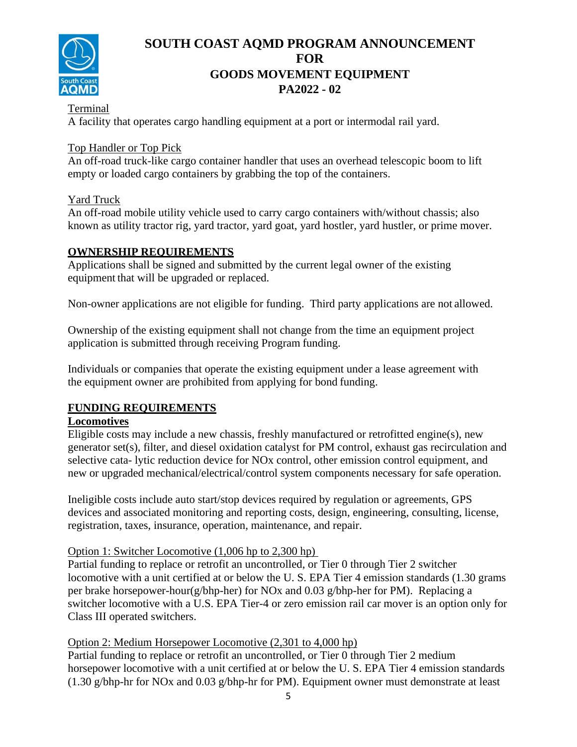Terminal
A facility that operates cargo handling equipment at a port or intermodal rail yard.

Top Handler or Top Pick
An off-road truck-like cargo container handler that uses an overhead telescopic boom to lift empty or loaded cargo containers by grabbing the top of the containers.

Yard Truck
An off-road mobile utility vehicle used to carry cargo containers with/without chassis; also known as utility tractor rig, yard tractor, yard goat, yard hostler, yard hustler, or prime mover.

## OWNERSHIP REQUIREMENTS

Applications shall be signed and submitted by the current legal owner of the existing equipment that will be upgraded or replaced.

Non-owner applications are not eligible for funding. Third party applications are not allowed.

Ownership of the existing equipment shall not change from the time an equipment project application is submitted through receiving Program funding.

Individuals or companies that operate the existing equipment under a lease agreement with the equipment owner are prohibited from applying for bond funding.

## FUNDING REQUIREMENTS

### Locomotives

Eligible costs may include a new chassis, freshly manufactured or retrofitted engine(s), new generator set(s), filter, and diesel oxidation catalyst for PM control, exhaust gas recirculation and selective cata- lytic reduction device for NOx control, other emission control equipment, and new or upgraded mechanical/electrical/control system components necessary for safe operation.

Ineligible costs include auto start/stop devices required by regulation or agreements, GPS devices and associated monitoring and reporting costs, design, engineering, consulting, license, registration, taxes, insurance, operation, maintenance, and repair.

Option 1: Switcher Locomotive (1,006 hp to 2,300 hp)
Partial funding to replace or retrofit an uncontrolled, or Tier 0 through Tier 2 switcher locomotive with a unit certified at or below the U. S. EPA Tier 4 emission standards (1.30 grams per brake horsepower-hour(g/bhp-her) for NOx and 0.03 g/bhp-her for PM). Replacing a switcher locomotive with a U.S. EPA Tier-4 or zero emission rail car mover is an option only for Class III operated switchers.

Option 2: Medium Horsepower Locomotive (2,301 to 4,000 hp)
Partial funding to replace or retrofit an uncontrolled, or Tier 0 through Tier 2 medium horsepower locomotive with a unit certified at or below the U. S. EPA Tier 4 emission standards (1.30 g/bhp-hr for NOx and 0.03 g/bhp-hr for PM). Equipment owner must demonstrate at least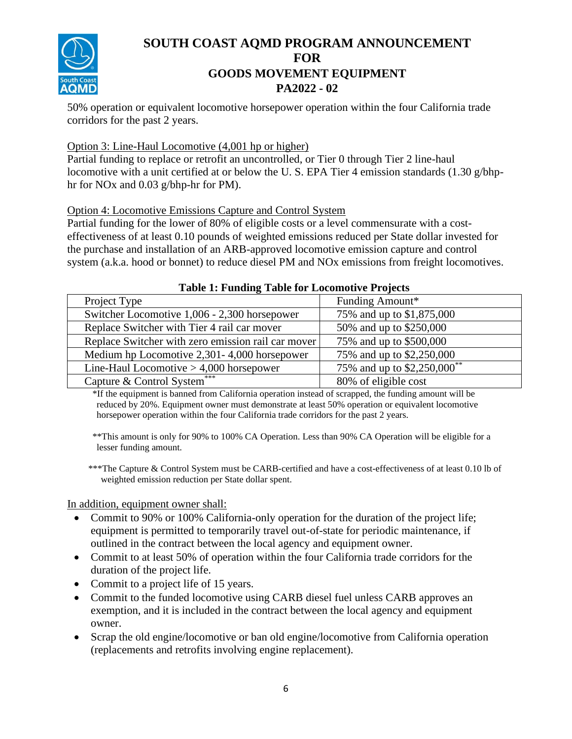50% operation or equivalent locomotive horsepower operation within the four California trade corridors for the past 2 years.

Option 3: Line-Haul Locomotive (4,001 hp or higher)

Partial funding to replace or retrofit an uncontrolled, or Tier 0 through Tier 2 line-haul locomotive with a unit certified at or below the U. S. EPA Tier 4 emission standards (1.30 g/bhp-hr for NOx and 0.03 g/bhp-hr for PM).

Option 4: Locomotive Emissions Capture and Control System

Partial funding for the lower of 80% of eligible costs or a level commensurate with a cost-effectiveness of at least 0.10 pounds of weighted emissions reduced per State dollar invested for the purchase and installation of an ARB-approved locomotive emission capture and control system (a.k.a. hood or bonnet) to reduce diesel PM and NOx emissions from freight locomotives.

**Table 1: Funding Table for Locomotive Projects**

| Project Type | Funding Amount* |
|---|---|
| Switcher Locomotive 1,006 - 2,300 horsepower | 75% and up to $1,875,000 |
| Replace Switcher with Tier 4 rail car mover | 50% and up to $250,000 |
| Replace Switcher with zero emission rail car mover | 75% and up to $500,000 |
| Medium hp Locomotive 2,301- 4,000 horsepower | 75% and up to $2,250,000 |
| Line-Haul Locomotive > 4,000 horsepower | 75% and up to $2,250,000** |
| Capture & Control System*** | 80% of eligible cost |

*If the equipment is banned from California operation instead of scrapped, the funding amount will be reduced by 20%. Equipment owner must demonstrate at least 50% operation or equivalent locomotive horsepower operation within the four California trade corridors for the past 2 years.

**This amount is only for 90% to 100% CA Operation. Less than 90% CA Operation will be eligible for a lesser funding amount.

***The Capture & Control System must be CARB-certified and have a cost-effectiveness of at least 0.10 lb of weighted emission reduction per State dollar spent.

In addition, equipment owner shall:

- Commit to 90% or 100% California-only operation for the duration of the project life; equipment is permitted to temporarily travel out-of-state for periodic maintenance, if outlined in the contract between the local agency and equipment owner.
- Commit to at least 50% of operation within the four California trade corridors for the duration of the project life.
- Commit to a project life of 15 years.
- Commit to the funded locomotive using CARB diesel fuel unless CARB approves an exemption, and it is included in the contract between the local agency and equipment owner.
- Scrap the old engine/locomotive or ban old engine/locomotive from California operation (replacements and retrofits involving engine replacement).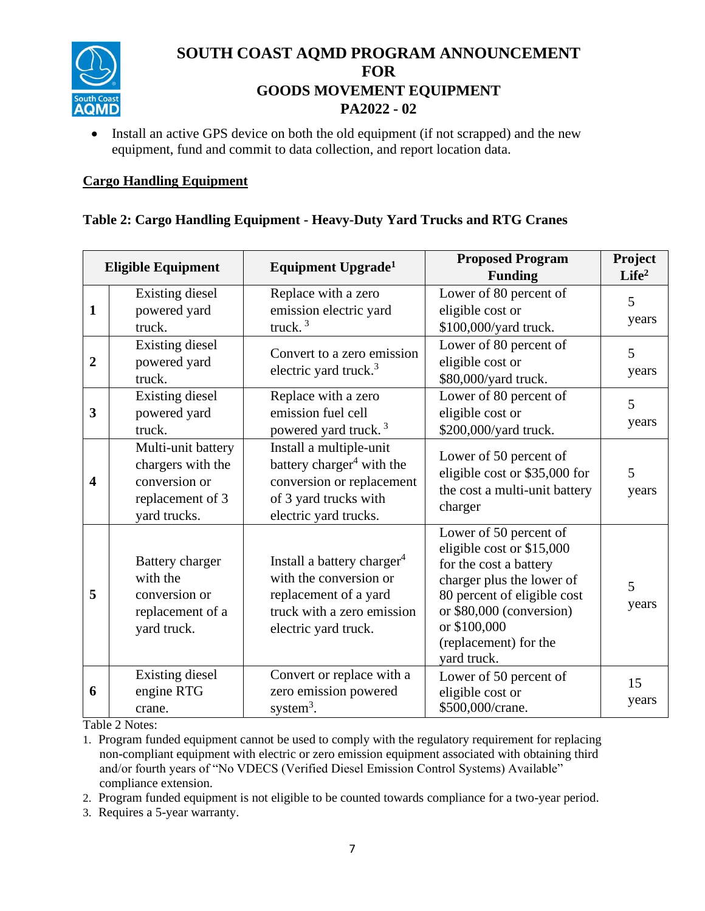- Install an active GPS device on both the old equipment (if not scrapped) and the new equipment, fund and commit to data collection, and report location data.

## Cargo Handling Equipment

**Table 2: Cargo Handling Equipment - Heavy-Duty Yard Trucks and RTG Cranes**

| | Eligible Equipment | Equipment Upgrade[1] | Proposed Program Funding | Project Life[2] |
|---|---|---|---|---|
| 1 | Existing diesel powered yard truck. | Replace with a zero emission electric yard truck. [3] | Lower of 80 percent of eligible cost or $100,000/yard truck. | 5 years |
| 2 | Existing diesel powered yard truck. | Convert to a zero emission electric yard truck.[3] | Lower of 80 percent of eligible cost or $80,000/yard truck. | 5 years |
| 3 | Existing diesel powered yard truck. | Replace with a zero emission fuel cell powered yard truck. [3] | Lower of 80 percent of eligible cost or $200,000/yard truck. | 5 years |
| 4 | Multi-unit battery chargers with the conversion or replacement of 3 yard trucks. | Install a multiple-unit battery charger[4] with the conversion or replacement of 3 yard trucks with electric yard trucks. | Lower of 50 percent of eligible cost or $35,000 for the cost a multi-unit battery charger | 5 years |
| 5 | Battery charger with the conversion or replacement of a yard truck. | Install a battery charger[4] with the conversion or replacement of a yard truck with a zero emission electric yard truck. | Lower of 50 percent of eligible cost or $15,000 for the cost a battery charger plus the lower of 80 percent of eligible cost or $80,000 (conversion) or $100,000 (replacement) for the yard truck. | 5 years |
| 6 | Existing diesel engine RTG crane. | Convert or replace with a zero emission powered system[3]. | Lower of 50 percent of eligible cost or $500,000/crane. | 15 years |

Table 2 Notes:

1. Program funded equipment cannot be used to comply with the regulatory requirement for replacing non-compliant equipment with electric or zero emission equipment associated with obtaining third and/or fourth years of "No VDECS (Verified Diesel Emission Control Systems) Available" compliance extension.
2. Program funded equipment is not eligible to be counted towards compliance for a two-year period.
3. Requires a 5-year warranty.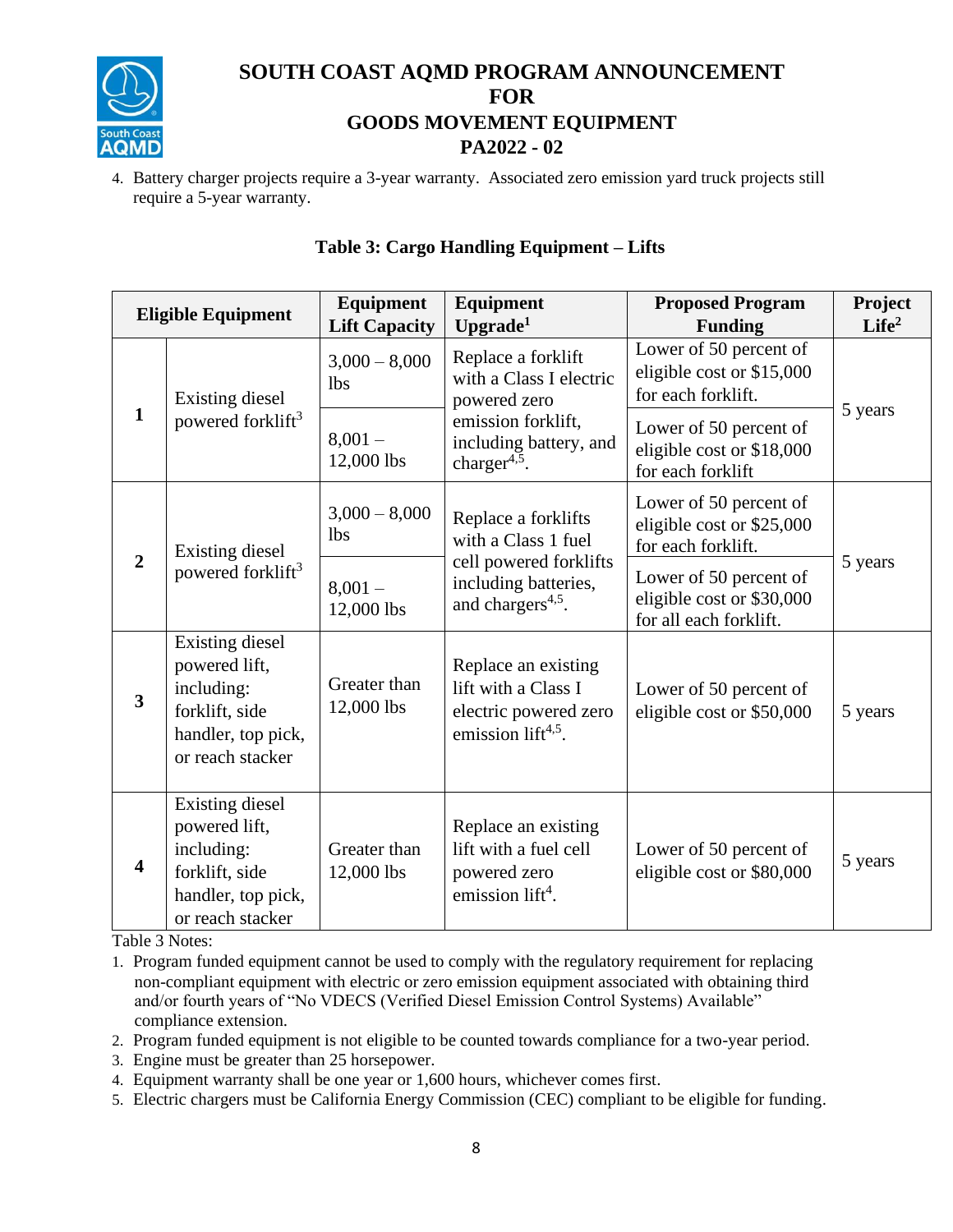4. Battery charger projects require a 3-year warranty. Associated zero emission yard truck projects still require a 5-year warranty.

### Table 3: Cargo Handling Equipment – Lifts

| Eligible Equipment | | Equipment Lift Capacity | Equipment Upgrade[1] | Proposed Program Funding | Project Life[2] |
|---|---|---|---|---|---|
| 1 | Existing diesel powered forklift[3] | 3,000 – 8,000 lbs | Replace a forklift with a Class I electric powered zero emission forklift, including battery, and charger[4,5]. | Lower of 50 percent of eligible cost or $15,000 for each forklift. | 5 years |
| | | 8,001 – 12,000 lbs | | Lower of 50 percent of eligible cost or $18,000 for each forklift | |
| 2 | Existing diesel powered forklift[3] | 3,000 – 8,000 lbs | Replace a forklifts with a Class 1 fuel cell powered forklifts including batteries, and chargers[4,5]. | Lower of 50 percent of eligible cost or $25,000 for each forklift. | 5 years |
| | | 8,001 – 12,000 lbs | | Lower of 50 percent of eligible cost or $30,000 for all each forklift. | |
| 3 | Existing diesel powered lift, including: forklift, side handler, top pick, or reach stacker | Greater than 12,000 lbs | Replace an existing lift with a Class I electric powered zero emission lift[4,5]. | Lower of 50 percent of eligible cost or $50,000 | 5 years |
| 4 | Existing diesel powered lift, including: forklift, side handler, top pick, or reach stacker | Greater than 12,000 lbs | Replace an existing lift with a fuel cell powered zero emission lift[4]. | Lower of 50 percent of eligible cost or $80,000 | 5 years |

Table 3 Notes:

1. Program funded equipment cannot be used to comply with the regulatory requirement for replacing non-compliant equipment with electric or zero emission equipment associated with obtaining third and/or fourth years of "No VDECS (Verified Diesel Emission Control Systems) Available" compliance extension.
2. Program funded equipment is not eligible to be counted towards compliance for a two-year period.
3. Engine must be greater than 25 horsepower.
4. Equipment warranty shall be one year or 1,600 hours, whichever comes first.
5. Electric chargers must be California Energy Commission (CEC) compliant to be eligible for funding.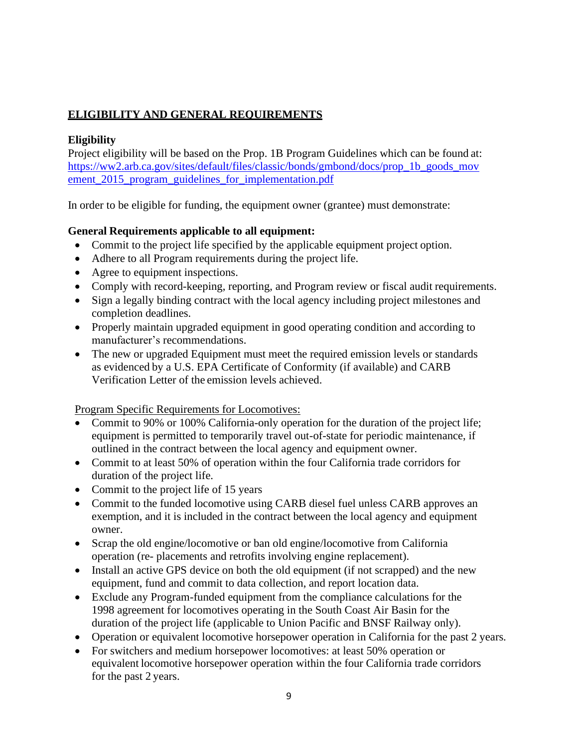## ELIGIBILITY AND GENERAL REQUIREMENTS

### Eligibility

Project eligibility will be based on the Prop. 1B Program Guidelines which can be found at: [https://ww2.arb.ca.gov/sites/default/files/classic/bonds/gmbond/docs/prop_1b_goods_movement_2015_program_guidelines_for_implementation.pdf](https://ww2.arb.ca.gov/sites/default/files/classic/bonds/gmbond/docs/prop_1b_goods_movement_2015_program_guidelines_for_implementation.pdf)

In order to be eligible for funding, the equipment owner (grantee) must demonstrate:

**General Requirements applicable to all equipment:**

- Commit to the project life specified by the applicable equipment project option.
- Adhere to all Program requirements during the project life.
- Agree to equipment inspections.
- Comply with record-keeping, reporting, and Program review or fiscal audit requirements.
- Sign a legally binding contract with the local agency including project milestones and completion deadlines.
- Properly maintain upgraded equipment in good operating condition and according to manufacturer's recommendations.
- The new or upgraded Equipment must meet the required emission levels or standards as evidenced by a U.S. EPA Certificate of Conformity (if available) and CARB Verification Letter of the emission levels achieved.

<u>Program Specific Requirements for Locomotives:</u>

- Commit to 90% or 100% California-only operation for the duration of the project life; equipment is permitted to temporarily travel out-of-state for periodic maintenance, if outlined in the contract between the local agency and equipment owner.
- Commit to at least 50% of operation within the four California trade corridors for duration of the project life.
- Commit to the project life of 15 years
- Commit to the funded locomotive using CARB diesel fuel unless CARB approves an exemption, and it is included in the contract between the local agency and equipment owner.
- Scrap the old engine/locomotive or ban old engine/locomotive from California operation (re- placements and retrofits involving engine replacement).
- Install an active GPS device on both the old equipment (if not scrapped) and the new equipment, fund and commit to data collection, and report location data.
- Exclude any Program-funded equipment from the compliance calculations for the 1998 agreement for locomotives operating in the South Coast Air Basin for the duration of the project life (applicable to Union Pacific and BNSF Railway only).
- Operation or equivalent locomotive horsepower operation in California for the past 2 years.
- For switchers and medium horsepower locomotives: at least 50% operation or equivalent locomotive horsepower operation within the four California trade corridors for the past 2 years.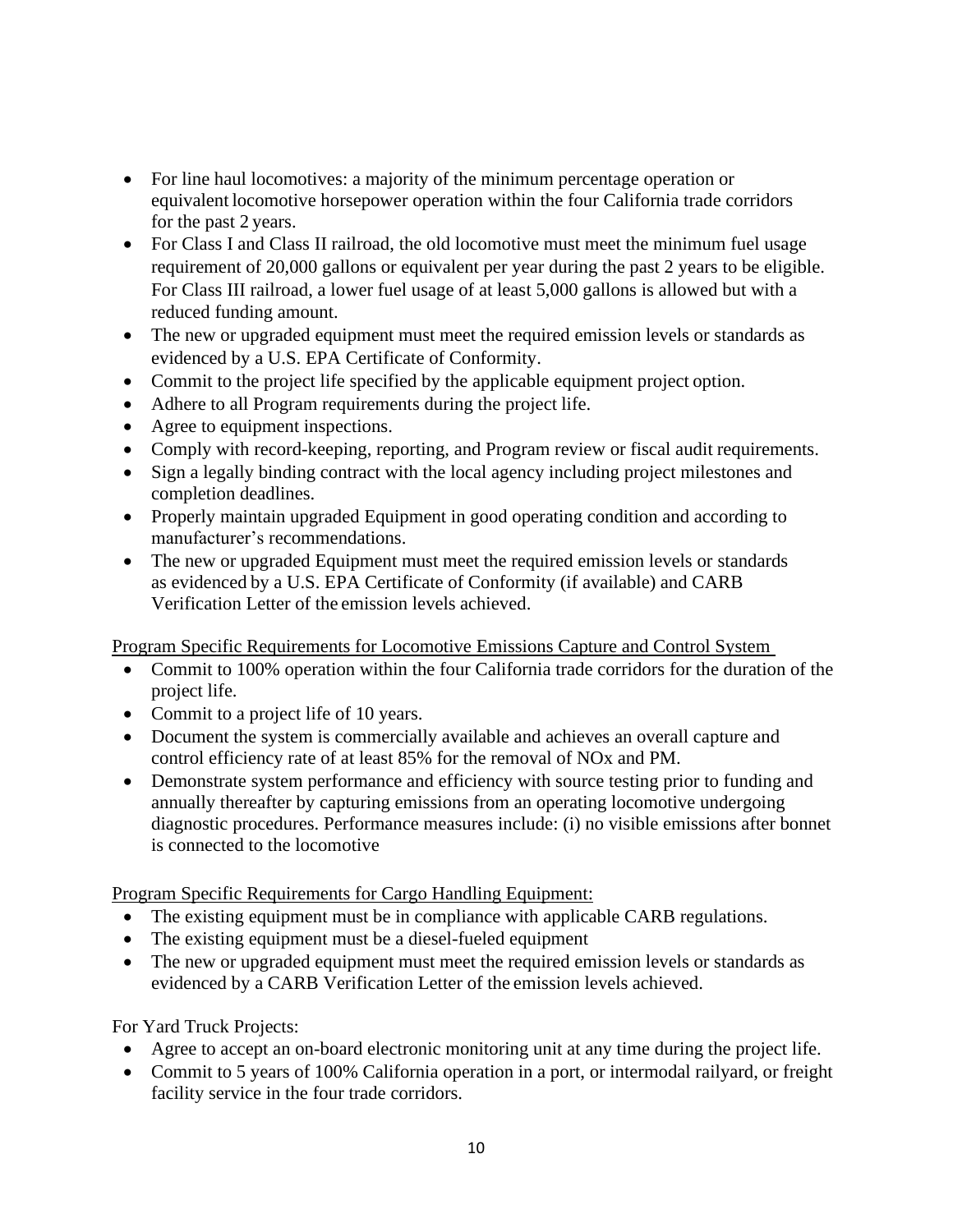- For line haul locomotives: a majority of the minimum percentage operation or equivalent locomotive horsepower operation within the four California trade corridors for the past 2 years.
- For Class I and Class II railroad, the old locomotive must meet the minimum fuel usage requirement of 20,000 gallons or equivalent per year during the past 2 years to be eligible. For Class III railroad, a lower fuel usage of at least 5,000 gallons is allowed but with a reduced funding amount.
- The new or upgraded equipment must meet the required emission levels or standards as evidenced by a U.S. EPA Certificate of Conformity.
- Commit to the project life specified by the applicable equipment project option.
- Adhere to all Program requirements during the project life.
- Agree to equipment inspections.
- Comply with record-keeping, reporting, and Program review or fiscal audit requirements.
- Sign a legally binding contract with the local agency including project milestones and completion deadlines.
- Properly maintain upgraded Equipment in good operating condition and according to manufacturer's recommendations.
- The new or upgraded Equipment must meet the required emission levels or standards as evidenced by a U.S. EPA Certificate of Conformity (if available) and CARB Verification Letter of the emission levels achieved.

<u>Program Specific Requirements for Locomotive Emissions Capture and Control System</u>

- Commit to 100% operation within the four California trade corridors for the duration of the project life.
- Commit to a project life of 10 years.
- Document the system is commercially available and achieves an overall capture and control efficiency rate of at least 85% for the removal of NOx and PM.
- Demonstrate system performance and efficiency with source testing prior to funding and annually thereafter by capturing emissions from an operating locomotive undergoing diagnostic procedures. Performance measures include: (i) no visible emissions after bonnet is connected to the locomotive

<u>Program Specific Requirements for Cargo Handling Equipment:</u>

- The existing equipment must be in compliance with applicable CARB regulations.
- The existing equipment must be a diesel-fueled equipment
- The new or upgraded equipment must meet the required emission levels or standards as evidenced by a CARB Verification Letter of the emission levels achieved.

For Yard Truck Projects:

- Agree to accept an on-board electronic monitoring unit at any time during the project life.
- Commit to 5 years of 100% California operation in a port, or intermodal railyard, or freight facility service in the four trade corridors.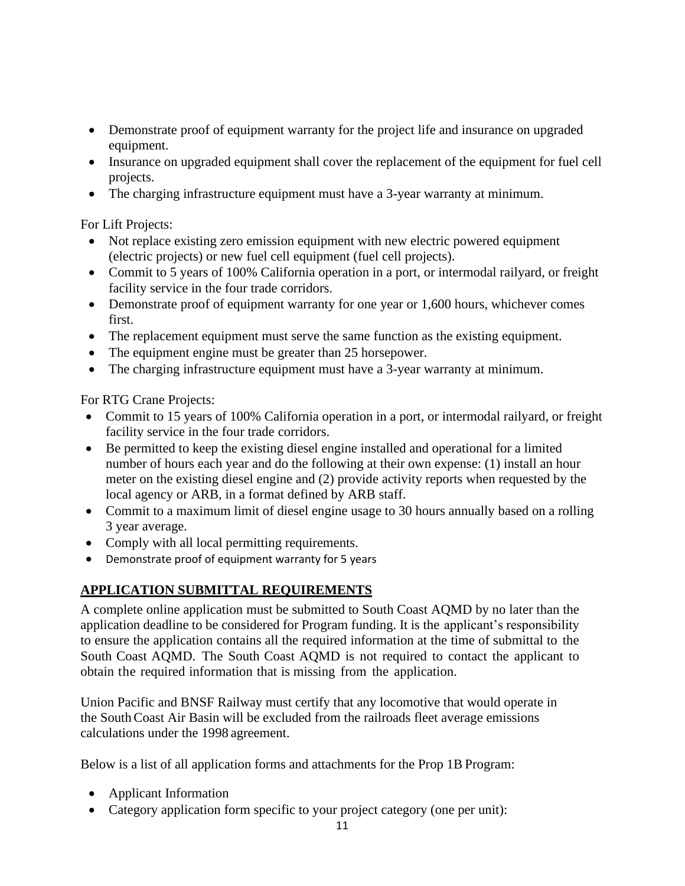- Demonstrate proof of equipment warranty for the project life and insurance on upgraded equipment.
- Insurance on upgraded equipment shall cover the replacement of the equipment for fuel cell projects.
- The charging infrastructure equipment must have a 3-year warranty at minimum.

For Lift Projects:

- Not replace existing zero emission equipment with new electric powered equipment (electric projects) or new fuel cell equipment (fuel cell projects).
- Commit to 5 years of 100% California operation in a port, or intermodal railyard, or freight facility service in the four trade corridors.
- Demonstrate proof of equipment warranty for one year or 1,600 hours, whichever comes first.
- The replacement equipment must serve the same function as the existing equipment.
- The equipment engine must be greater than 25 horsepower.
- The charging infrastructure equipment must have a 3-year warranty at minimum.

For RTG Crane Projects:

- Commit to 15 years of 100% California operation in a port, or intermodal railyard, or freight facility service in the four trade corridors.
- Be permitted to keep the existing diesel engine installed and operational for a limited number of hours each year and do the following at their own expense: (1) install an hour meter on the existing diesel engine and (2) provide activity reports when requested by the local agency or ARB, in a format defined by ARB staff.
- Commit to a maximum limit of diesel engine usage to 30 hours annually based on a rolling 3 year average.
- Comply with all local permitting requirements.
- Demonstrate proof of equipment warranty for 5 years

## APPLICATION SUBMITTAL REQUIREMENTS

A complete online application must be submitted to South Coast AQMD by no later than the application deadline to be considered for Program funding. It is the applicant's responsibility to ensure the application contains all the required information at the time of submittal to the South Coast AQMD. The South Coast AQMD is not required to contact the applicant to obtain the required information that is missing from the application.

Union Pacific and BNSF Railway must certify that any locomotive that would operate in the South Coast Air Basin will be excluded from the railroads fleet average emissions calculations under the 1998 agreement.

Below is a list of all application forms and attachments for the Prop 1B Program:

- Applicant Information
- Category application form specific to your project category (one per unit):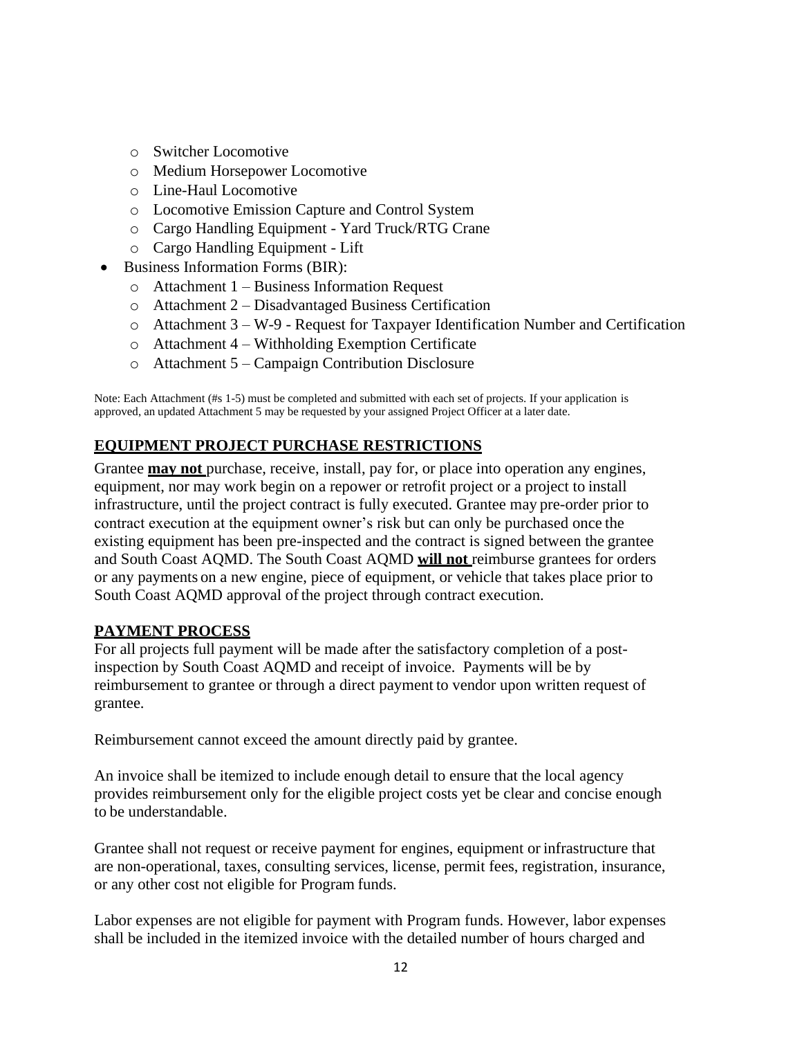- Switcher Locomotive
  - Medium Horsepower Locomotive
  - Line-Haul Locomotive
  - Locomotive Emission Capture and Control System
  - Cargo Handling Equipment - Yard Truck/RTG Crane
  - Cargo Handling Equipment - Lift
- Business Information Forms (BIR):
  - Attachment 1 – Business Information Request
  - Attachment 2 – Disadvantaged Business Certification
  - Attachment 3 – W-9 - Request for Taxpayer Identification Number and Certification
  - Attachment 4 – Withholding Exemption Certificate
  - Attachment 5 – Campaign Contribution Disclosure

Note: Each Attachment (#s 1-5) must be completed and submitted with each set of projects. If your application is approved, an updated Attachment 5 may be requested by your assigned Project Officer at a later date.

## EQUIPMENT PROJECT PURCHASE RESTRICTIONS

Grantee **may not** purchase, receive, install, pay for, or place into operation any engines, equipment, nor may work begin on a repower or retrofit project or a project to install infrastructure, until the project contract is fully executed. Grantee may pre-order prior to contract execution at the equipment owner's risk but can only be purchased once the existing equipment has been pre-inspected and the contract is signed between the grantee and South Coast AQMD. The South Coast AQMD **will not** reimburse grantees for orders or any payments on a new engine, piece of equipment, or vehicle that takes place prior to South Coast AQMD approval of the project through contract execution.

## PAYMENT PROCESS

For all projects full payment will be made after the satisfactory completion of a post-inspection by South Coast AQMD and receipt of invoice. Payments will be by reimbursement to grantee or through a direct payment to vendor upon written request of grantee.

Reimbursement cannot exceed the amount directly paid by grantee.

An invoice shall be itemized to include enough detail to ensure that the local agency provides reimbursement only for the eligible project costs yet be clear and concise enough to be understandable.

Grantee shall not request or receive payment for engines, equipment or infrastructure that are non-operational, taxes, consulting services, license, permit fees, registration, insurance, or any other cost not eligible for Program funds.

Labor expenses are not eligible for payment with Program funds. However, labor expenses shall be included in the itemized invoice with the detailed number of hours charged and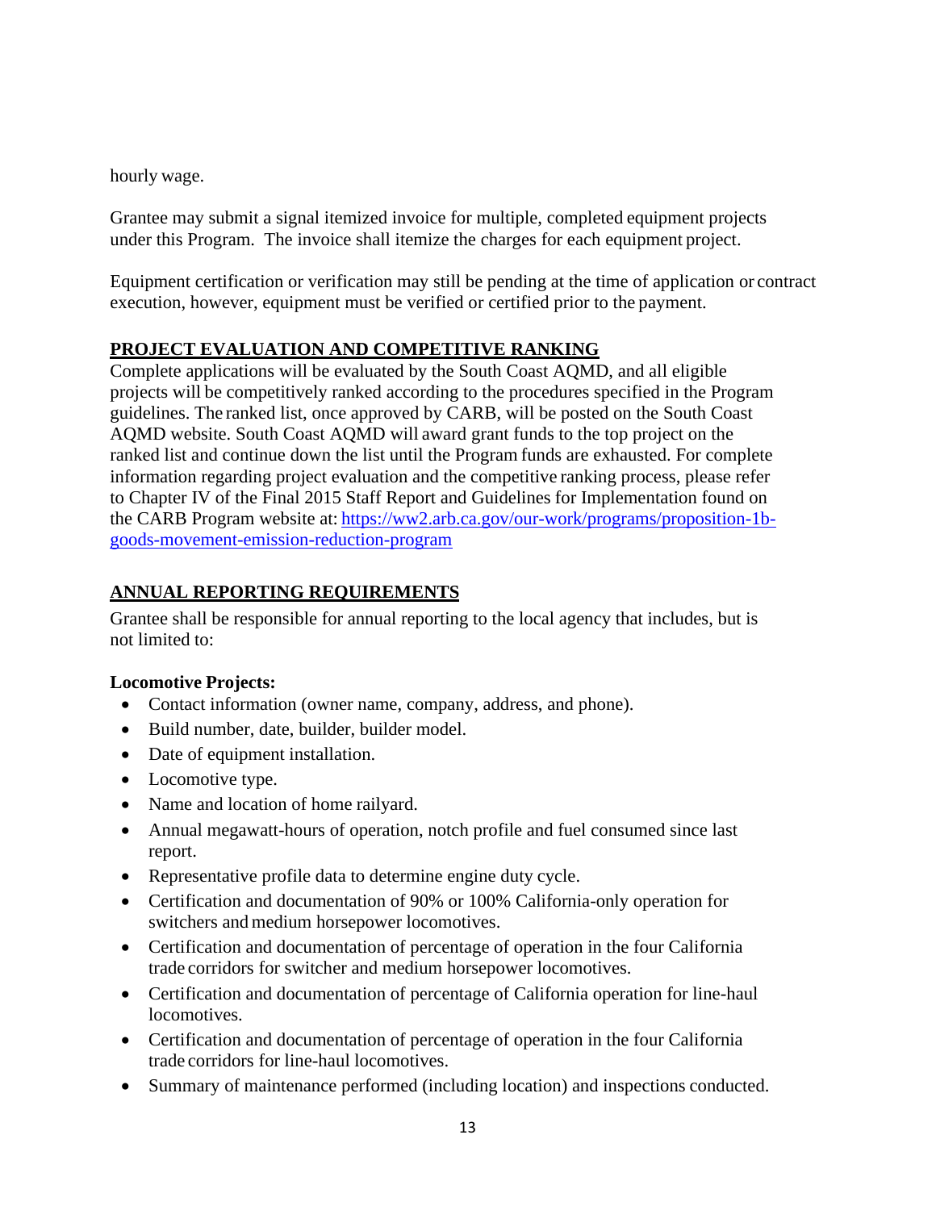hourly wage.

Grantee may submit a signal itemized invoice for multiple, completed equipment projects under this Program. The invoice shall itemize the charges for each equipment project.

Equipment certification or verification may still be pending at the time of application or contract execution, however, equipment must be verified or certified prior to the payment.

## PROJECT EVALUATION AND COMPETITIVE RANKING

Complete applications will be evaluated by the South Coast AQMD, and all eligible projects will be competitively ranked according to the procedures specified in the Program guidelines. The ranked list, once approved by CARB, will be posted on the South Coast AQMD website. South Coast AQMD will award grant funds to the top project on the ranked list and continue down the list until the Program funds are exhausted. For complete information regarding project evaluation and the competitive ranking process, please refer to Chapter IV of the Final 2015 Staff Report and Guidelines for Implementation found on the CARB Program website at: [https://ww2.arb.ca.gov/our-work/programs/proposition-1b-goods-movement-emission-reduction-program](https://ww2.arb.ca.gov/our-work/programs/proposition-1b-goods-movement-emission-reduction-program)

## ANNUAL REPORTING REQUIREMENTS

Grantee shall be responsible for annual reporting to the local agency that includes, but is not limited to:

**Locomotive Projects:**

- Contact information (owner name, company, address, and phone).
- Build number, date, builder, builder model.
- Date of equipment installation.
- Locomotive type.
- Name and location of home railyard.
- Annual megawatt-hours of operation, notch profile and fuel consumed since last report.
- Representative profile data to determine engine duty cycle.
- Certification and documentation of 90% or 100% California-only operation for switchers and medium horsepower locomotives.
- Certification and documentation of percentage of operation in the four California trade corridors for switcher and medium horsepower locomotives.
- Certification and documentation of percentage of California operation for line-haul locomotives.
- Certification and documentation of percentage of operation in the four California trade corridors for line-haul locomotives.
- Summary of maintenance performed (including location) and inspections conducted.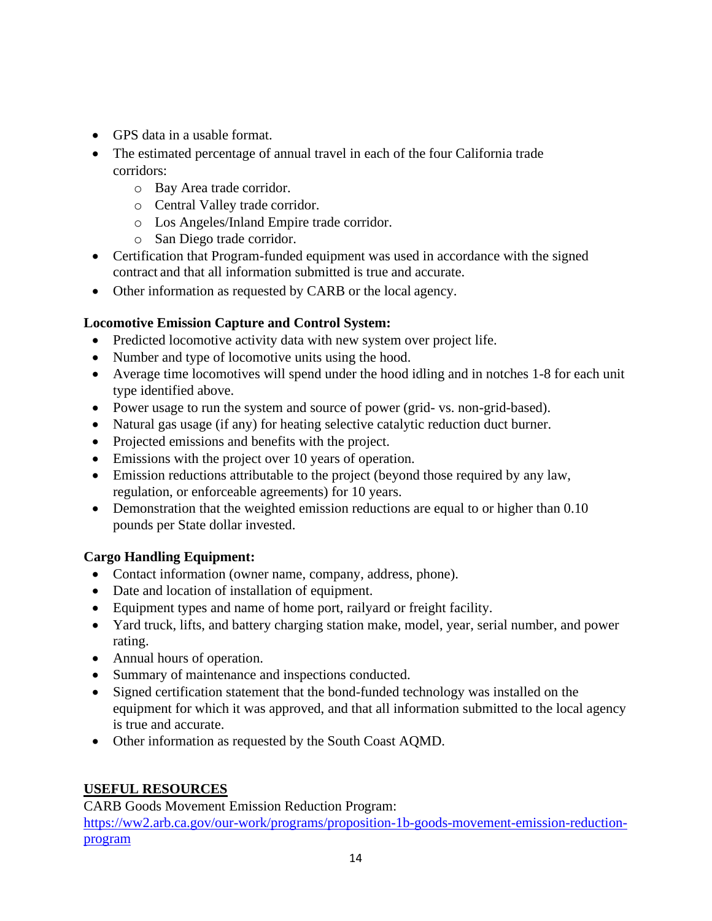- GPS data in a usable format.
- The estimated percentage of annual travel in each of the four California trade corridors:
  - Bay Area trade corridor.
  - Central Valley trade corridor.
  - Los Angeles/Inland Empire trade corridor.
  - San Diego trade corridor.
- Certification that Program-funded equipment was used in accordance with the signed contract and that all information submitted is true and accurate.
- Other information as requested by CARB or the local agency.

**Locomotive Emission Capture and Control System:**

- Predicted locomotive activity data with new system over project life.
- Number and type of locomotive units using the hood.
- Average time locomotives will spend under the hood idling and in notches 1-8 for each unit type identified above.
- Power usage to run the system and source of power (grid- vs. non-grid-based).
- Natural gas usage (if any) for heating selective catalytic reduction duct burner.
- Projected emissions and benefits with the project.
- Emissions with the project over 10 years of operation.
- Emission reductions attributable to the project (beyond those required by any law, regulation, or enforceable agreements) for 10 years.
- Demonstration that the weighted emission reductions are equal to or higher than 0.10 pounds per State dollar invested.

**Cargo Handling Equipment:**

- Contact information (owner name, company, address, phone).
- Date and location of installation of equipment.
- Equipment types and name of home port, railyard or freight facility.
- Yard truck, lifts, and battery charging station make, model, year, serial number, and power rating.
- Annual hours of operation.
- Summary of maintenance and inspections conducted.
- Signed certification statement that the bond-funded technology was installed on the equipment for which it was approved, and that all information submitted to the local agency is true and accurate.
- Other information as requested by the South Coast AQMD.

## USEFUL RESOURCES

CARB Goods Movement Emission Reduction Program:
https://ww2.arb.ca.gov/our-work/programs/proposition-1b-goods-movement-emission-reduction-program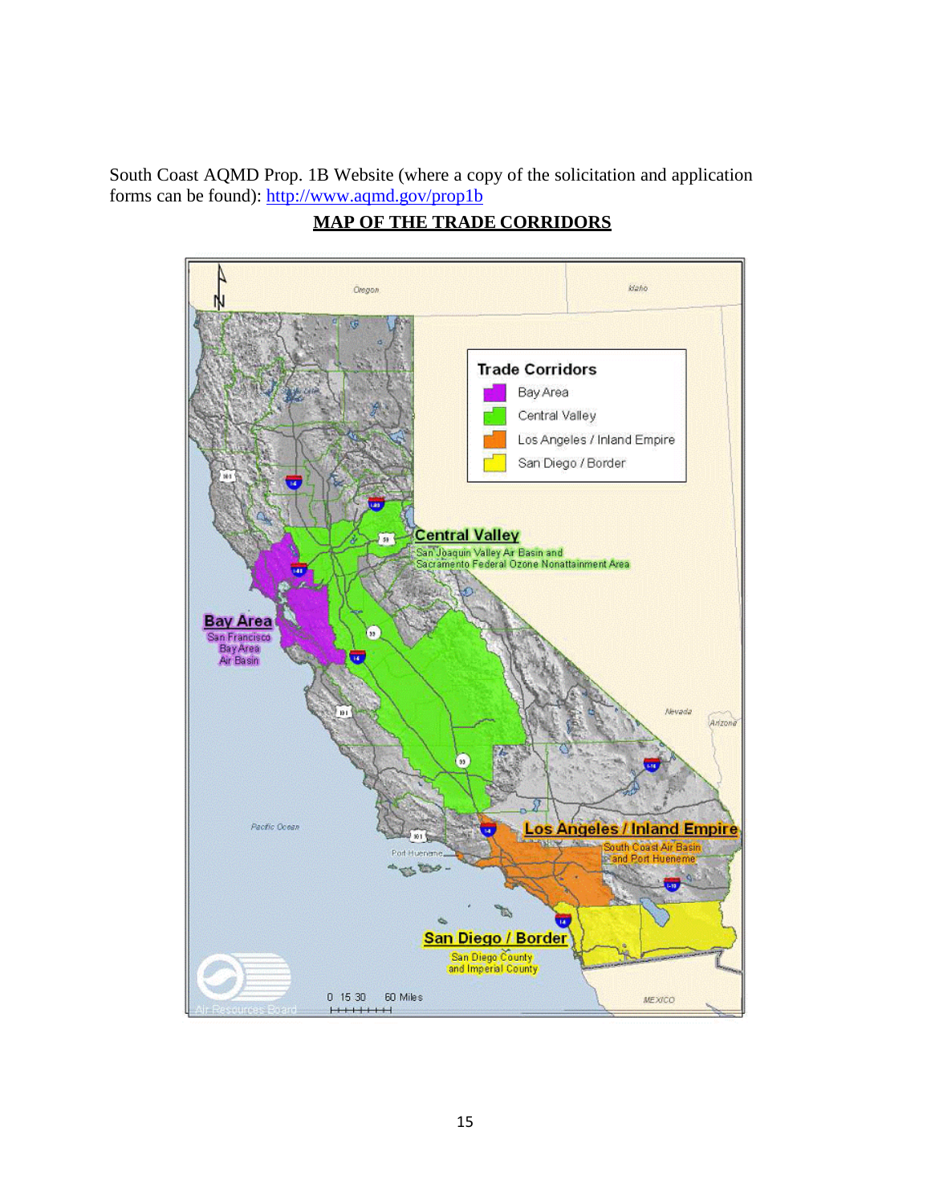South Coast AQMD Prop. 1B Website (where a copy of the solicitation and application forms can be found): http://www.aqmd.gov/prop1b

**MAP OF THE TRADE CORRIDORS**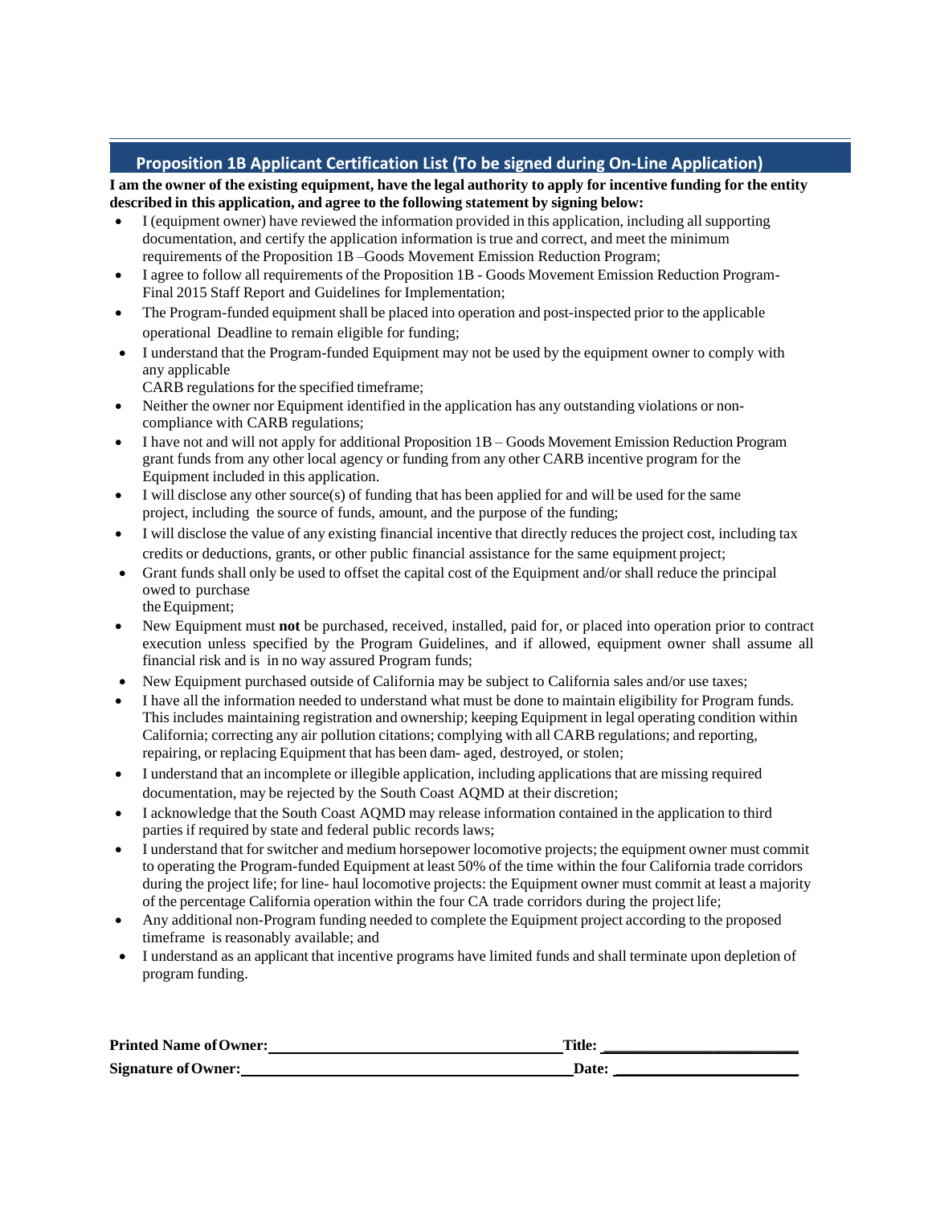## Proposition 1B Applicant Certification List (To be signed during On-Line Application)

**I am the owner of the existing equipment, have the legal authority to apply for incentive funding for the entity described in this application, and agree to the following statement by signing below:**

- I (equipment owner) have reviewed the information provided in this application, including all supporting documentation, and certify the application information is true and correct, and meet the minimum requirements of the Proposition 1B –Goods Movement Emission Reduction Program;
- I agree to follow all requirements of the Proposition 1B - Goods Movement Emission Reduction Program-Final 2015 Staff Report and Guidelines for Implementation;
- The Program-funded equipment shall be placed into operation and post-inspected prior to the applicable operational Deadline to remain eligible for funding;
- I understand that the Program-funded Equipment may not be used by the equipment owner to comply with any applicable CARB regulations for the specified timeframe;
- Neither the owner nor Equipment identified in the application has any outstanding violations or non-compliance with CARB regulations;
- I have not and will not apply for additional Proposition 1B – Goods Movement Emission Reduction Program grant funds from any other local agency or funding from any other CARB incentive program for the Equipment included in this application.
- I will disclose any other source(s) of funding that has been applied for and will be used for the same project, including the source of funds, amount, and the purpose of the funding;
- I will disclose the value of any existing financial incentive that directly reduces the project cost, including tax credits or deductions, grants, or other public financial assistance for the same equipment project;
- Grant funds shall only be used to offset the capital cost of the Equipment and/or shall reduce the principal owed to purchase the Equipment;
- New Equipment must **not** be purchased, received, installed, paid for, or placed into operation prior to contract execution unless specified by the Program Guidelines, and if allowed, equipment owner shall assume all financial risk and is in no way assured Program funds;
- New Equipment purchased outside of California may be subject to California sales and/or use taxes;
- I have all the information needed to understand what must be done to maintain eligibility for Program funds. This includes maintaining registration and ownership; keeping Equipment in legal operating condition within California; correcting any air pollution citations; complying with all CARB regulations; and reporting, repairing, or replacing Equipment that has been dam- aged, destroyed, or stolen;
- I understand that an incomplete or illegible application, including applications that are missing required documentation, may be rejected by the South Coast AQMD at their discretion;
- I acknowledge that the South Coast AQMD may release information contained in the application to third parties if required by state and federal public records laws;
- I understand that for switcher and medium horsepower locomotive projects; the equipment owner must commit to operating the Program-funded Equipment at least 50% of the time within the four California trade corridors during the project life; for line- haul locomotive projects: the Equipment owner must commit at least a majority of the percentage California operation within the four CA trade corridors during the project life;
- Any additional non-Program funding needed to complete the Equipment project according to the proposed timeframe is reasonably available; and
- I understand as an applicant that incentive programs have limited funds and shall terminate upon depletion of program funding.

**Printed Name of Owner:** ______________________________ **Title:** ______________________

**Signature of Owner:** ______________________________ **Date:** ______________________